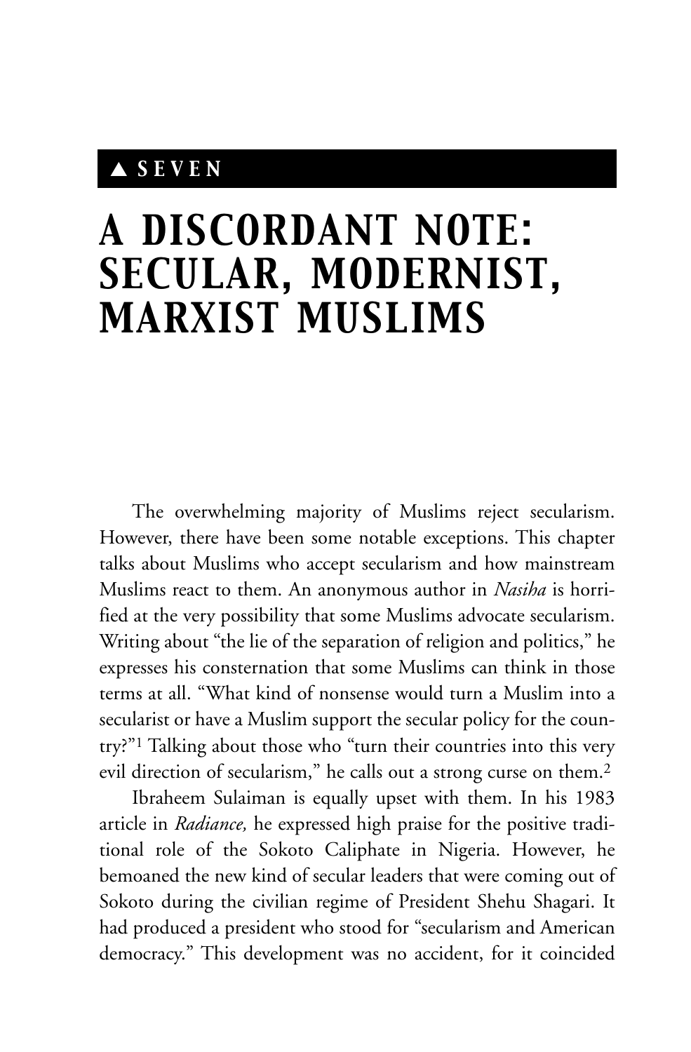▲ SEVEN

# A DISCORDANT NOTE: SECULAR, MODERNIST, MARXIST MUSLIMS

The overwhelming majority of Muslims reject secularism. However, there have been some notable exceptions. This chapter talks about Muslims who accept secularism and how mainstream Muslims react to them. An anonymous author in *Nasiha* is horrified at the very possibility that some Muslims advocate secularism. Writing about "the lie of the separation of religion and politics," he expresses his consternation that some Muslims can think in those terms at all. "What kind of nonsense would turn a Muslim into a secularist or have a Muslim support the secular policy for the country?"[1] Talking about those who "turn their countries into this very evil direction of secularism," he calls out a strong curse on them.[2]

Ibraheem Sulaiman is equally upset with them. In his 1983 article in *Radiance,* he expressed high praise for the positive traditional role of the Sokoto Caliphate in Nigeria. However, he bemoaned the new kind of secular leaders that were coming out of Sokoto during the civilian regime of President Shehu Shagari. It had produced a president who stood for "secularism and American democracy." This development was no accident, for it coincided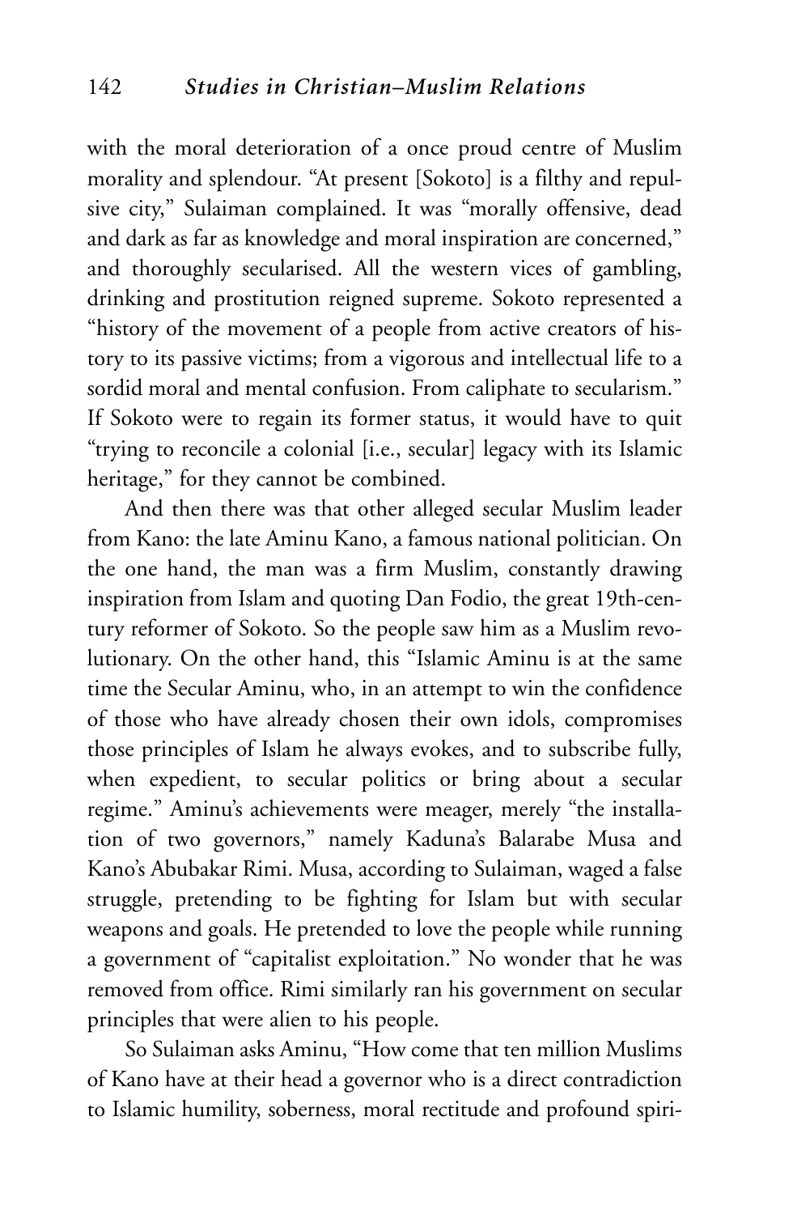with the moral deterioration of a once proud centre of Muslim morality and splendour. "At present [Sokoto] is a filthy and repulsive city," Sulaiman complained. It was "morally offensive, dead and dark as far as knowledge and moral inspiration are concerned," and thoroughly secularised. All the western vices of gambling, drinking and prostitution reigned supreme. Sokoto represented a "history of the movement of a people from active creators of history to its passive victims; from a vigorous and intellectual life to a sordid moral and mental confusion. From caliphate to secularism." If Sokoto were to regain its former status, it would have to quit "trying to reconcile a colonial [i.e., secular] legacy with its Islamic heritage," for they cannot be combined.

And then there was that other alleged secular Muslim leader from Kano: the late Aminu Kano, a famous national politician. On the one hand, the man was a firm Muslim, constantly drawing inspiration from Islam and quoting Dan Fodio, the great 19th-century reformer of Sokoto. So the people saw him as a Muslim revolutionary. On the other hand, this "Islamic Aminu is at the same time the Secular Aminu, who, in an attempt to win the confidence of those who have already chosen their own idols, compromises those principles of Islam he always evokes, and to subscribe fully, when expedient, to secular politics or bring about a secular regime." Aminu's achievements were meager, merely "the installation of two governors," namely Kaduna's Balarabe Musa and Kano's Abubakar Rimi. Musa, according to Sulaiman, waged a false struggle, pretending to be fighting for Islam but with secular weapons and goals. He pretended to love the people while running a government of "capitalist exploitation." No wonder that he was removed from office. Rimi similarly ran his government on secular principles that were alien to his people.

So Sulaiman asks Aminu, "How come that ten million Muslims of Kano have at their head a governor who is a direct contradiction to Islamic humility, soberness, moral rectitude and profound spiri-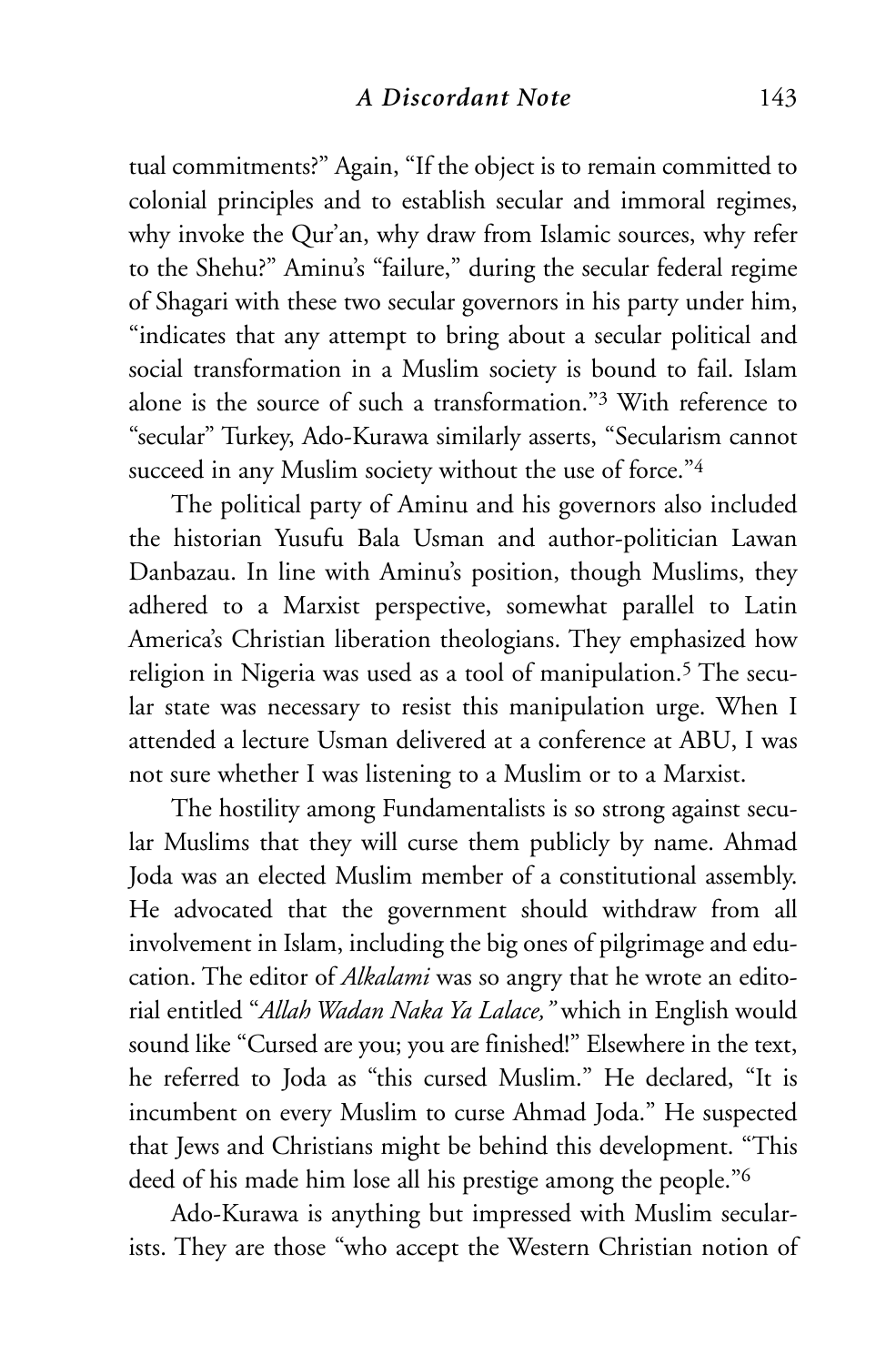tual commitments?" Again, "If the object is to remain committed to colonial principles and to establish secular and immoral regimes, why invoke the Qur'an, why draw from Islamic sources, why refer to the Shehu?" Aminu's "failure," during the secular federal regime of Shagari with these two secular governors in his party under him, "indicates that any attempt to bring about a secular political and social transformation in a Muslim society is bound to fail. Islam alone is the source of such a transformation."[3] With reference to "secular" Turkey, Ado-Kurawa similarly asserts, "Secularism cannot succeed in any Muslim society without the use of force."[4]

The political party of Aminu and his governors also included the historian Yusufu Bala Usman and author-politician Lawan Danbazau. In line with Aminu's position, though Muslims, they adhered to a Marxist perspective, somewhat parallel to Latin America's Christian liberation theologians. They emphasized how religion in Nigeria was used as a tool of manipulation.[5] The secular state was necessary to resist this manipulation urge. When I attended a lecture Usman delivered at a conference at ABU, I was not sure whether I was listening to a Muslim or to a Marxist.

The hostility among Fundamentalists is so strong against secular Muslims that they will curse them publicly by name. Ahmad Joda was an elected Muslim member of a constitutional assembly. He advocated that the government should withdraw from all involvement in Islam, including the big ones of pilgrimage and education. The editor of *Alkalami* was so angry that he wrote an editorial entitled "*Allah Wadan Naka Ya Lalace,"* which in English would sound like "Cursed are you; you are finished!" Elsewhere in the text, he referred to Joda as "this cursed Muslim." He declared, "It is incumbent on every Muslim to curse Ahmad Joda." He suspected that Jews and Christians might be behind this development. "This deed of his made him lose all his prestige among the people."[6]

Ado-Kurawa is anything but impressed with Muslim secularists. They are those "who accept the Western Christian notion of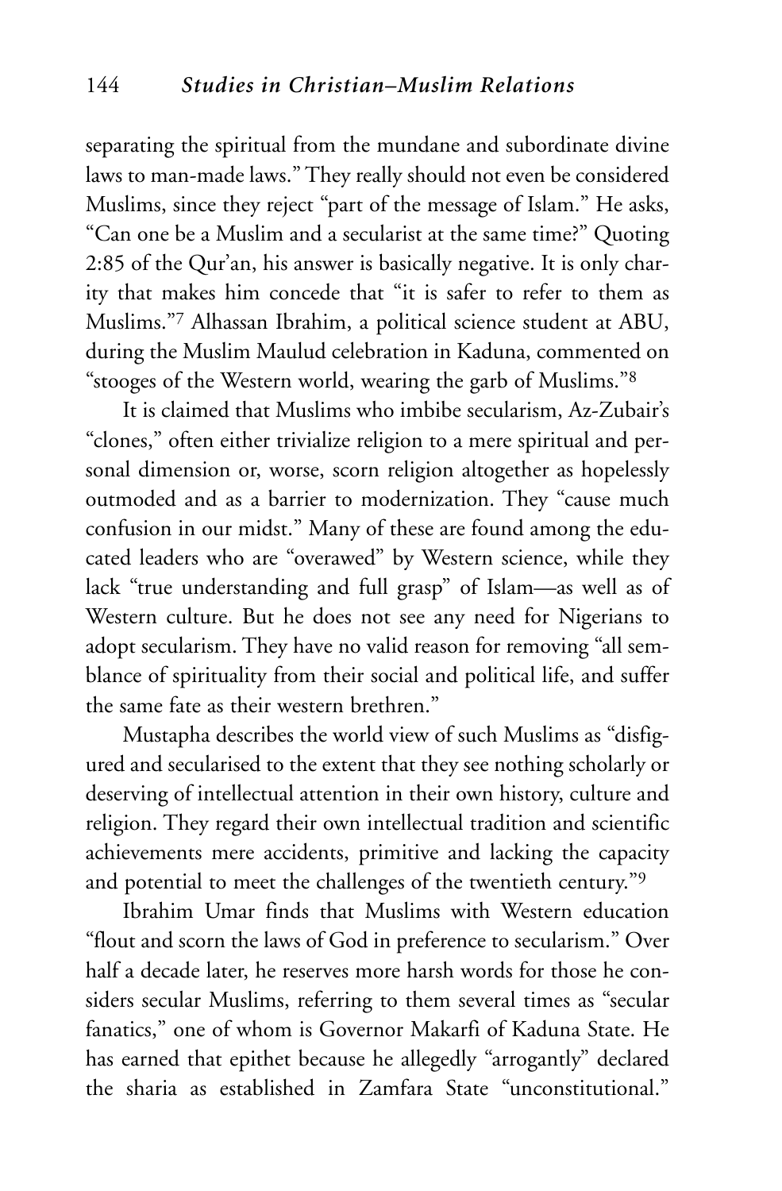separating the spiritual from the mundane and subordinate divine laws to man-made laws." They really should not even be considered Muslims, since they reject "part of the message of Islam." He asks, "Can one be a Muslim and a secularist at the same time?" Quoting 2:85 of the Qur'an, his answer is basically negative. It is only charity that makes him concede that "it is safer to refer to them as Muslims."[7] Alhassan Ibrahim, a political science student at ABU, during the Muslim Maulud celebration in Kaduna, commented on "stooges of the Western world, wearing the garb of Muslims."[8]

It is claimed that Muslims who imbibe secularism, Az-Zubair's "clones," often either trivialize religion to a mere spiritual and personal dimension or, worse, scorn religion altogether as hopelessly outmoded and as a barrier to modernization. They "cause much confusion in our midst." Many of these are found among the educated leaders who are "overawed" by Western science, while they lack "true understanding and full grasp" of Islam—as well as of Western culture. But he does not see any need for Nigerians to adopt secularism. They have no valid reason for removing "all semblance of spirituality from their social and political life, and suffer the same fate as their western brethren."

Mustapha describes the world view of such Muslims as "disfigured and secularised to the extent that they see nothing scholarly or deserving of intellectual attention in their own history, culture and religion. They regard their own intellectual tradition and scientific achievements mere accidents, primitive and lacking the capacity and potential to meet the challenges of the twentieth century."[9]

Ibrahim Umar finds that Muslims with Western education "flout and scorn the laws of God in preference to secularism." Over half a decade later, he reserves more harsh words for those he considers secular Muslims, referring to them several times as "secular fanatics," one of whom is Governor Makarfi of Kaduna State. He has earned that epithet because he allegedly "arrogantly" declared the sharia as established in Zamfara State "unconstitutional."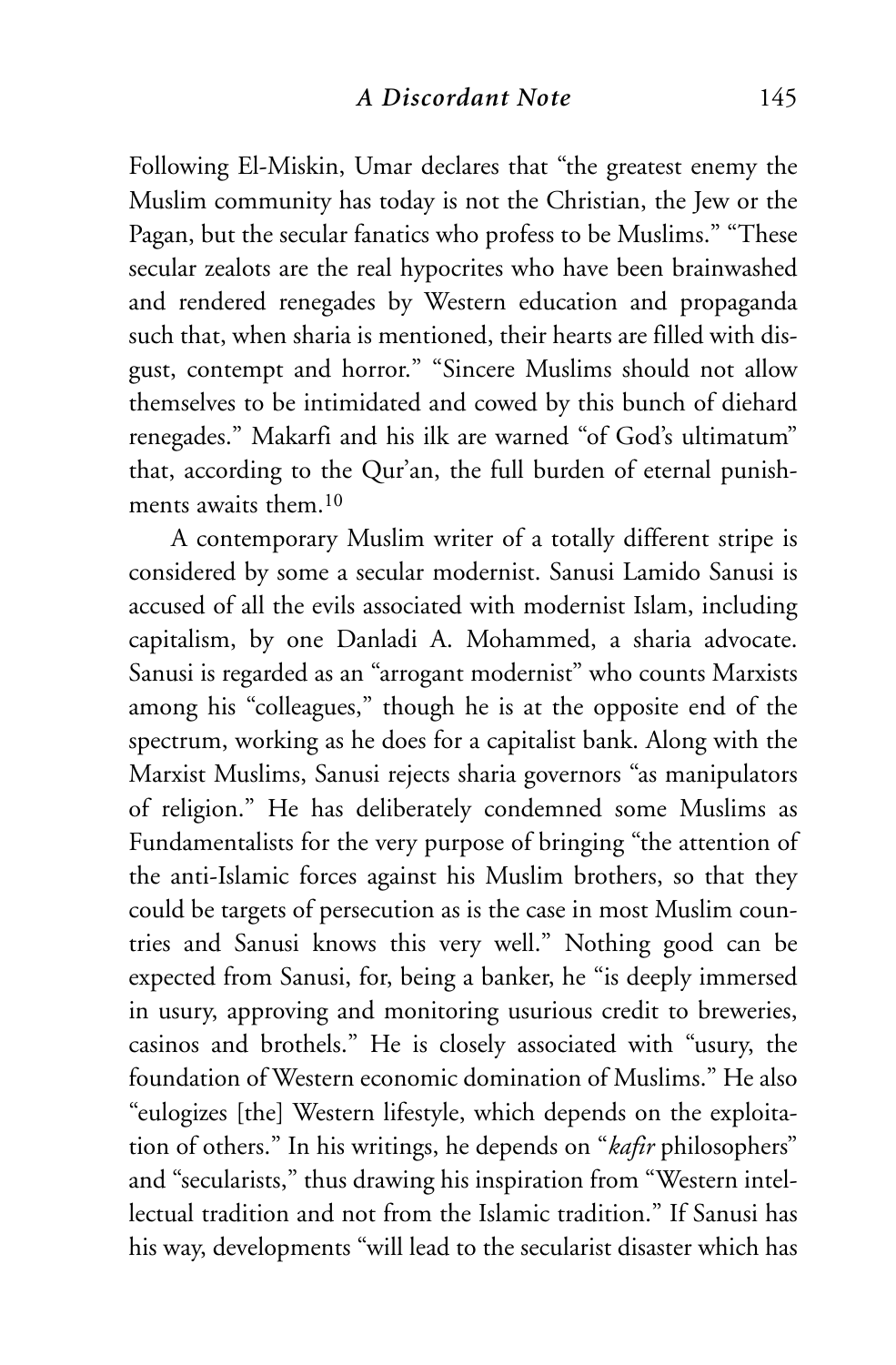Following El-Miskin, Umar declares that "the greatest enemy the Muslim community has today is not the Christian, the Jew or the Pagan, but the secular fanatics who profess to be Muslims." "These secular zealots are the real hypocrites who have been brainwashed and rendered renegades by Western education and propaganda such that, when sharia is mentioned, their hearts are filled with disgust, contempt and horror." "Sincere Muslims should not allow themselves to be intimidated and cowed by this bunch of diehard renegades." Makarfi and his ilk are warned "of God's ultimatum" that, according to the Qur'an, the full burden of eternal punishments awaits them.[10]

A contemporary Muslim writer of a totally different stripe is considered by some a secular modernist. Sanusi Lamido Sanusi is accused of all the evils associated with modernist Islam, including capitalism, by one Danladi A. Mohammed, a sharia advocate. Sanusi is regarded as an "arrogant modernist" who counts Marxists among his "colleagues," though he is at the opposite end of the spectrum, working as he does for a capitalist bank. Along with the Marxist Muslims, Sanusi rejects sharia governors "as manipulators of religion." He has deliberately condemned some Muslims as Fundamentalists for the very purpose of bringing "the attention of the anti-Islamic forces against his Muslim brothers, so that they could be targets of persecution as is the case in most Muslim countries and Sanusi knows this very well." Nothing good can be expected from Sanusi, for, being a banker, he "is deeply immersed in usury, approving and monitoring usurious credit to breweries, casinos and brothels." He is closely associated with "usury, the foundation of Western economic domination of Muslims." He also "eulogizes [the] Western lifestyle, which depends on the exploitation of others." In his writings, he depends on "*kafir* philosophers" and "secularists," thus drawing his inspiration from "Western intellectual tradition and not from the Islamic tradition." If Sanusi has his way, developments "will lead to the secularist disaster which has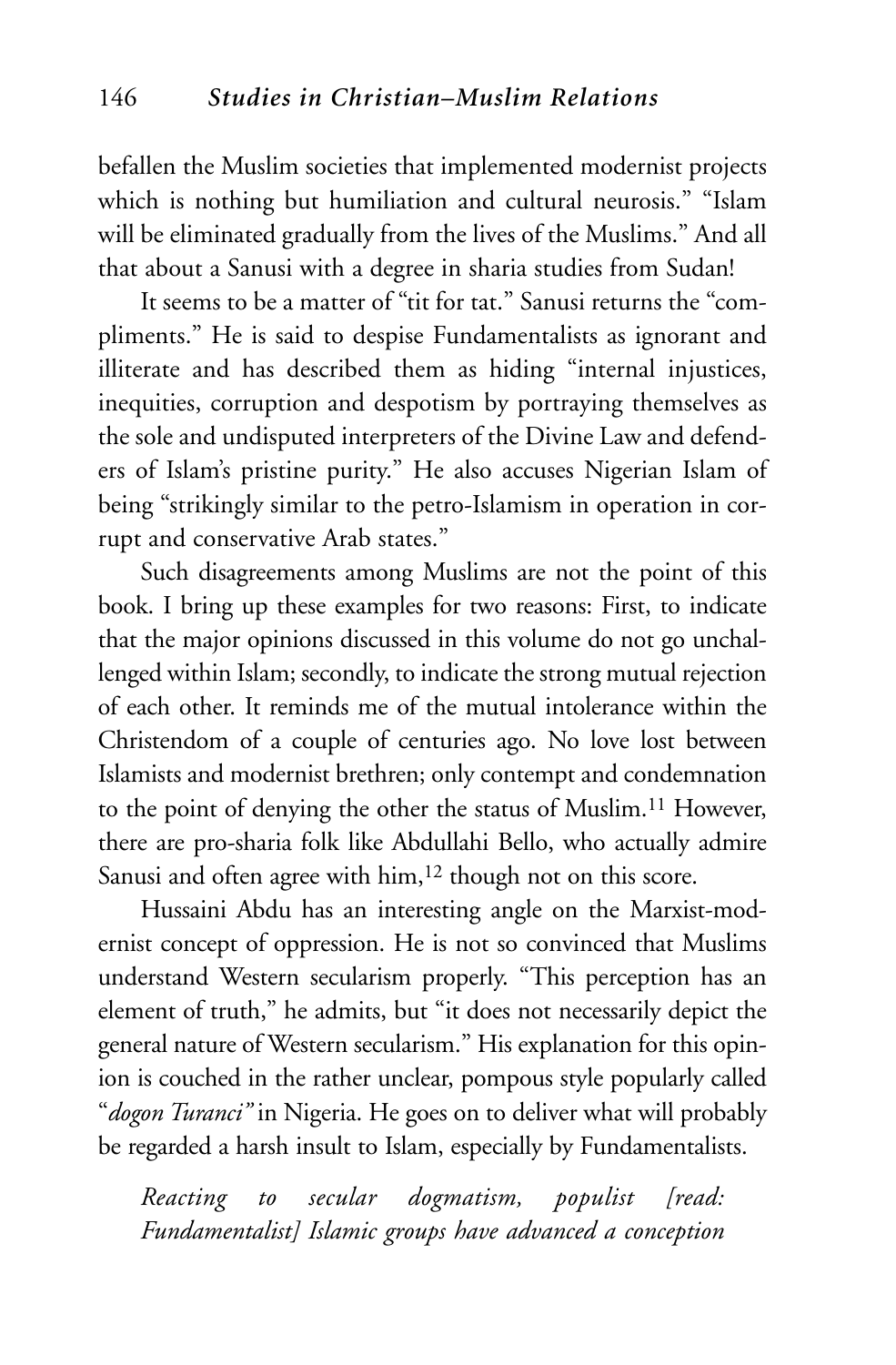befallen the Muslim societies that implemented modernist projects which is nothing but humiliation and cultural neurosis." "Islam will be eliminated gradually from the lives of the Muslims." And all that about a Sanusi with a degree in sharia studies from Sudan!

It seems to be a matter of "tit for tat." Sanusi returns the "compliments." He is said to despise Fundamentalists as ignorant and illiterate and has described them as hiding "internal injustices, inequities, corruption and despotism by portraying themselves as the sole and undisputed interpreters of the Divine Law and defenders of Islam's pristine purity." He also accuses Nigerian Islam of being "strikingly similar to the petro-Islamism in operation in corrupt and conservative Arab states."

Such disagreements among Muslims are not the point of this book. I bring up these examples for two reasons: First, to indicate that the major opinions discussed in this volume do not go unchallenged within Islam; secondly, to indicate the strong mutual rejection of each other. It reminds me of the mutual intolerance within the Christendom of a couple of centuries ago. No love lost between Islamists and modernist brethren; only contempt and condemnation to the point of denying the other the status of Muslim.[11] However, there are pro-sharia folk like Abdullahi Bello, who actually admire Sanusi and often agree with him,[12] though not on this score.

Hussaini Abdu has an interesting angle on the Marxist-modernist concept of oppression. He is not so convinced that Muslims understand Western secularism properly. "This perception has an element of truth," he admits, but "it does not necessarily depict the general nature of Western secularism." His explanation for this opinion is couched in the rather unclear, pompous style popularly called "*dogon Turanci"* in Nigeria. He goes on to deliver what will probably be regarded a harsh insult to Islam, especially by Fundamentalists.

> *Reacting to secular dogmatism, populist [read: Fundamentalist] Islamic groups have advanced a conception*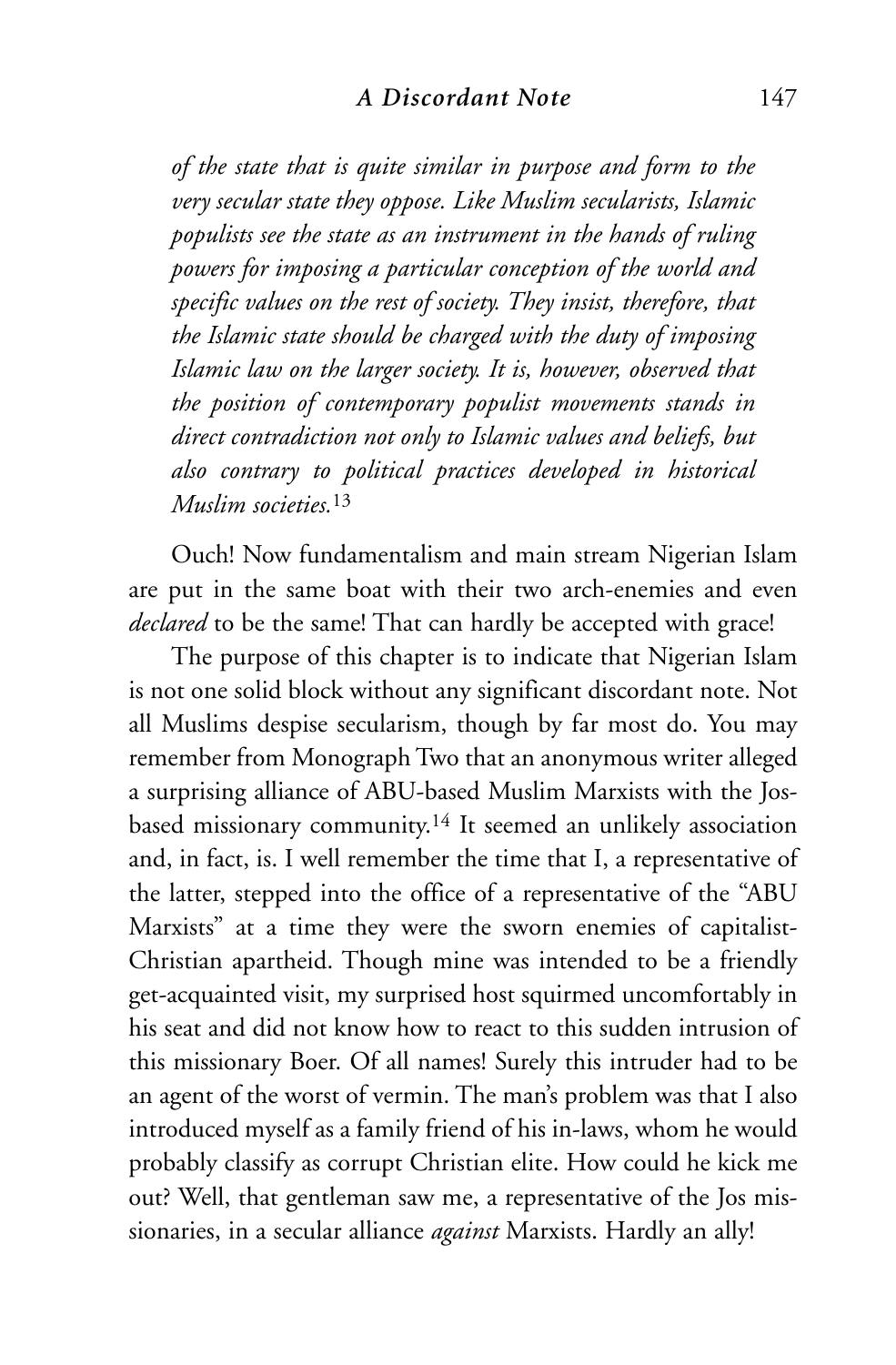*of the state that is quite similar in purpose and form to the very secular state they oppose. Like Muslim secularists, Islamic populists see the state as an instrument in the hands of ruling powers for imposing a particular conception of the world and specific values on the rest of society. They insist, therefore, that the Islamic state should be charged with the duty of imposing Islamic law on the larger society. It is, however, observed that the position of contemporary populist movements stands in direct contradiction not only to Islamic values and beliefs, but also contrary to political practices developed in historical Muslim societies.*[13]

Ouch! Now fundamentalism and main stream Nigerian Islam are put in the same boat with their two arch-enemies and even *declared* to be the same! That can hardly be accepted with grace!

The purpose of this chapter is to indicate that Nigerian Islam is not one solid block without any significant discordant note. Not all Muslims despise secularism, though by far most do. You may remember from Monograph Two that an anonymous writer alleged a surprising alliance of ABU-based Muslim Marxists with the Jos-based missionary community.[14] It seemed an unlikely association and, in fact, is. I well remember the time that I, a representative of the latter, stepped into the office of a representative of the "ABU Marxists" at a time they were the sworn enemies of capitalist-Christian apartheid. Though mine was intended to be a friendly get-acquainted visit, my surprised host squirmed uncomfortably in his seat and did not know how to react to this sudden intrusion of this missionary Boer. Of all names! Surely this intruder had to be an agent of the worst of vermin. The man's problem was that I also introduced myself as a family friend of his in-laws, whom he would probably classify as corrupt Christian elite. How could he kick me out? Well, that gentleman saw me, a representative of the Jos missionaries, in a secular alliance *against* Marxists. Hardly an ally!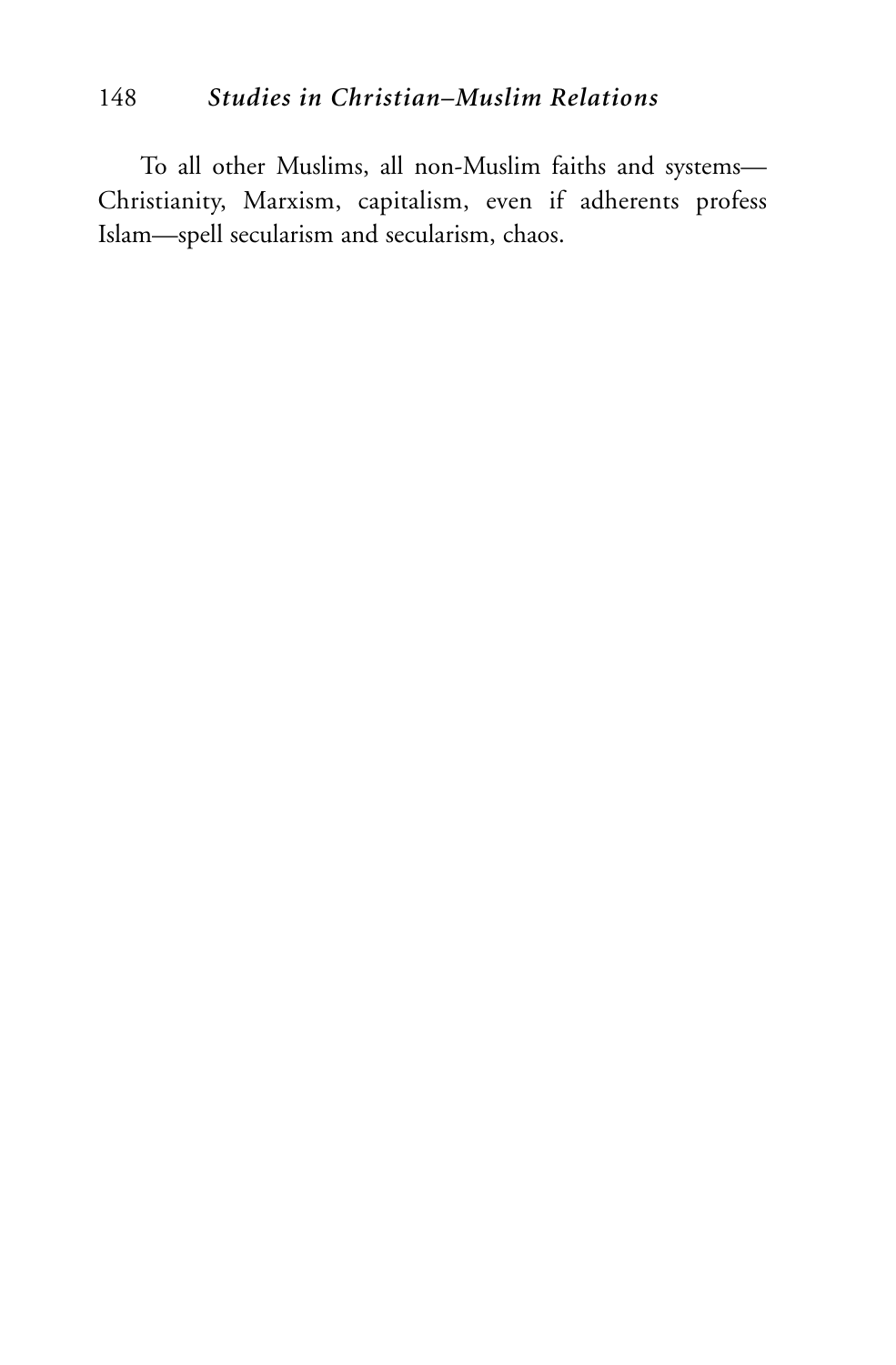To all other Muslims, all non-Muslim faiths and systems—Christianity, Marxism, capitalism, even if adherents profess Islam—spell secularism and secularism, chaos.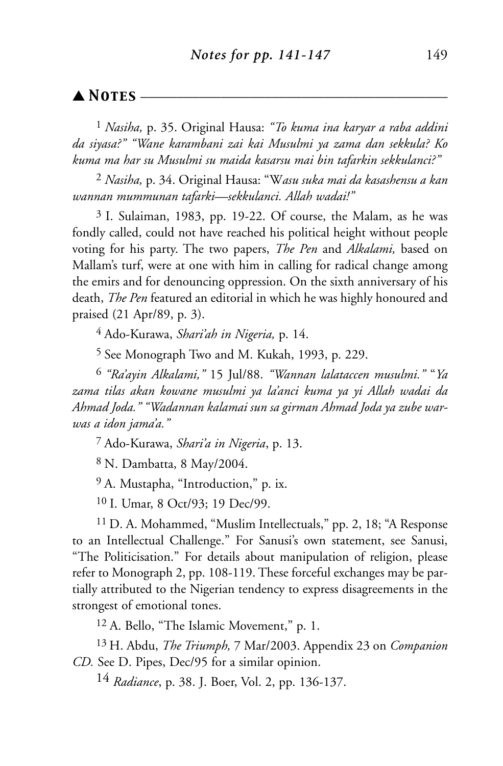## ▲ Notes

[1] *Nasiha,* p. 35. Original Hausa: *"To kuma ina karyar a raba addini da siyasa?" "Wane karambani zai kai Musulmi ya zama dan sekkula? Ko kuma ma har su Musulmi su maida kasarsu mai bin tafarkin sekkulanci?"*

[2] *Nasiha,* p. 34. Original Hausa: "W*asu suka mai da kasashensu a kan wannan mummunan tafarki—sekkulanci. Allah wadai!"*

[3] I. Sulaiman, 1983, pp. 19-22. Of course, the Malam, as he was fondly called, could not have reached his political height without people voting for his party. The two papers, *The Pen* and *Alkalami,* based on Mallam's turf, were at one with him in calling for radical change among the emirs and for denouncing oppression. On the sixth anniversary of his death, *The Pen* featured an editorial in which he was highly honoured and praised (21 Apr/89, p. 3).

[4] Ado-Kurawa, *Shari'ah in Nigeria,* p. 14.

[5] See Monograph Two and M. Kukah, 1993, p. 229.

[6] *"Ra'ayin Alkalami,"* 15 Jul/88. *"Wannan lalataccen musulmi."* "*Ya zama tilas akan kowane musulmi ya la'anci kuma ya yi Allah wadai da Ahmad Joda." "Wadannan kalamai sun sa girman Ahmad Joda ya zube warwas a idon jama'a."*

[7] Ado-Kurawa, *Shari'a in Nigeria*, p. 13.

[8] N. Dambatta, 8 May/2004.

[9] A. Mustapha, "Introduction," p. ix.

[10] I. Umar, 8 Oct/93; 19 Dec/99.

[11] D. A. Mohammed, "Muslim Intellectuals," pp. 2, 18; "A Response to an Intellectual Challenge." For Sanusi's own statement, see Sanusi, "The Politicisation." For details about manipulation of religion, please refer to Monograph 2, pp. 108-119. These forceful exchanges may be partially attributed to the Nigerian tendency to express disagreements in the strongest of emotional tones.

[12] A. Bello, "The Islamic Movement," p. 1.

[13] H. Abdu, *The Triumph,* 7 Mar/2003. Appendix 23 on *Companion CD.* See D. Pipes, Dec/95 for a similar opinion.

[14] *Radiance*, p. 38. J. Boer, Vol. 2, pp. 136-137.